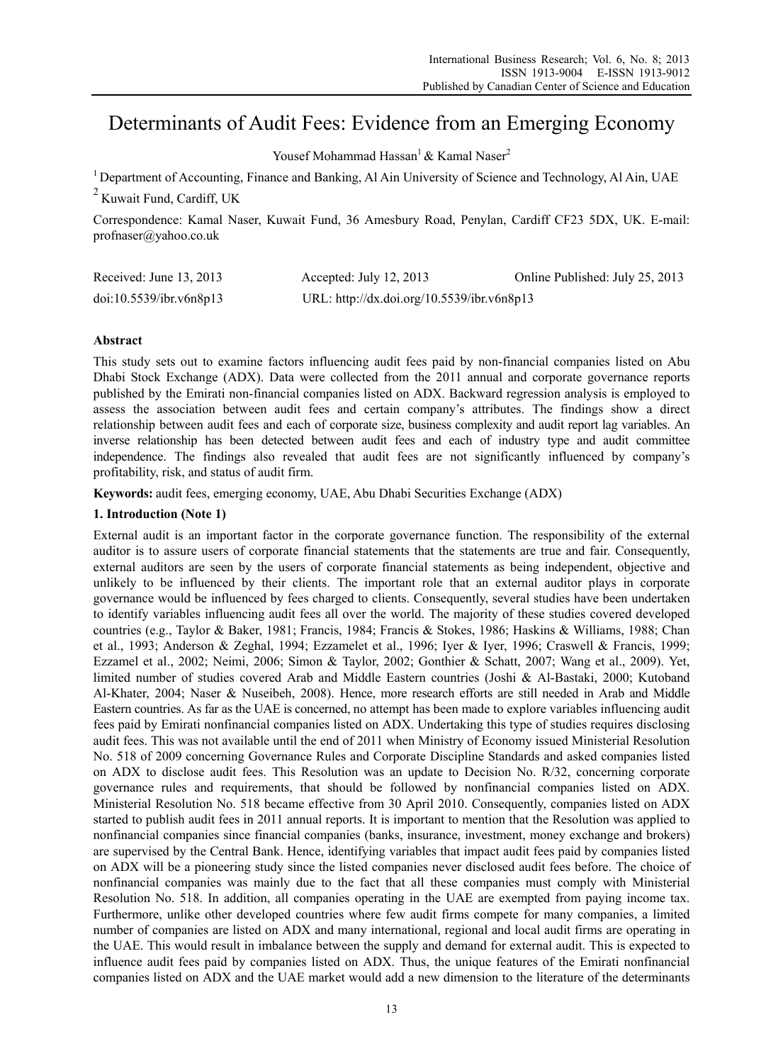# Determinants of Audit Fees: Evidence from an Emerging Economy

Yousef Mohammad Hassan[1] & Kamal Naser[2]

[1] Department of Accounting, Finance and Banking, Al Ain University of Science and Technology, Al Ain, UAE

[2] Kuwait Fund, Cardiff, UK

Correspondence: Kamal Naser, Kuwait Fund, 36 Amesbury Road, Penylan, Cardiff CF23 5DX, UK. E-mail: profnaser@yahoo.co.uk

| Received: June 13, 2013 | Accepted: July 12, 2013 | Online Published: July 25, 2013 |
|---|---|---|
| doi:10.5539/ibr.v6n8p13 | URL: http://dx.doi.org/10.5539/ibr.v6n8p13 | |

## Abstract

This study sets out to examine factors influencing audit fees paid by non-financial companies listed on Abu Dhabi Stock Exchange (ADX). Data were collected from the 2011 annual and corporate governance reports published by the Emirati non-financial companies listed on ADX. Backward regression analysis is employed to assess the association between audit fees and certain company's attributes. The findings show a direct relationship between audit fees and each of corporate size, business complexity and audit report lag variables. An inverse relationship has been detected between audit fees and each of industry type and audit committee independence. The findings also revealed that audit fees are not significantly influenced by company's profitability, risk, and status of audit firm.

**Keywords:** audit fees, emerging economy, UAE, Abu Dhabi Securities Exchange (ADX)

## 1. Introduction (Note 1)

External audit is an important factor in the corporate governance function. The responsibility of the external auditor is to assure users of corporate financial statements that the statements are true and fair. Consequently, external auditors are seen by the users of corporate financial statements as being independent, objective and unlikely to be influenced by their clients. The important role that an external auditor plays in corporate governance would be influenced by fees charged to clients. Consequently, several studies have been undertaken to identify variables influencing audit fees all over the world. The majority of these studies covered developed countries (e.g., Taylor & Baker, 1981; Francis, 1984; Francis & Stokes, 1986; Haskins & Williams, 1988; Chan et al., 1993; Anderson & Zeghal, 1994; Ezzamelet et al., 1996; Iyer & Iyer, 1996; Craswell & Francis, 1999; Ezzamel et al., 2002; Neimi, 2006; Simon & Taylor, 2002; Gonthier & Schatt, 2007; Wang et al., 2009). Yet, limited number of studies covered Arab and Middle Eastern countries (Joshi & Al-Bastaki, 2000; Kutoband Al-Khater, 2004; Naser & Nuseibeh, 2008). Hence, more research efforts are still needed in Arab and Middle Eastern countries. As far as the UAE is concerned, no attempt has been made to explore variables influencing audit fees paid by Emirati nonfinancial companies listed on ADX. Undertaking this type of studies requires disclosing audit fees. This was not available until the end of 2011 when Ministry of Economy issued Ministerial Resolution No. 518 of 2009 concerning Governance Rules and Corporate Discipline Standards and asked companies listed on ADX to disclose audit fees. This Resolution was an update to Decision No. R/32, concerning corporate governance rules and requirements, that should be followed by nonfinancial companies listed on ADX. Ministerial Resolution No. 518 became effective from 30 April 2010. Consequently, companies listed on ADX started to publish audit fees in 2011 annual reports. It is important to mention that the Resolution was applied to nonfinancial companies since financial companies (banks, insurance, investment, money exchange and brokers) are supervised by the Central Bank. Hence, identifying variables that impact audit fees paid by companies listed on ADX will be a pioneering study since the listed companies never disclosed audit fees before. The choice of nonfinancial companies was mainly due to the fact that all these companies must comply with Ministerial Resolution No. 518. In addition, all companies operating in the UAE are exempted from paying income tax. Furthermore, unlike other developed countries where few audit firms compete for many companies, a limited number of companies are listed on ADX and many international, regional and local audit firms are operating in the UAE. This would result in imbalance between the supply and demand for external audit. This is expected to influence audit fees paid by companies listed on ADX. Thus, the unique features of the Emirati nonfinancial companies listed on ADX and the UAE market would add a new dimension to the literature of the determinants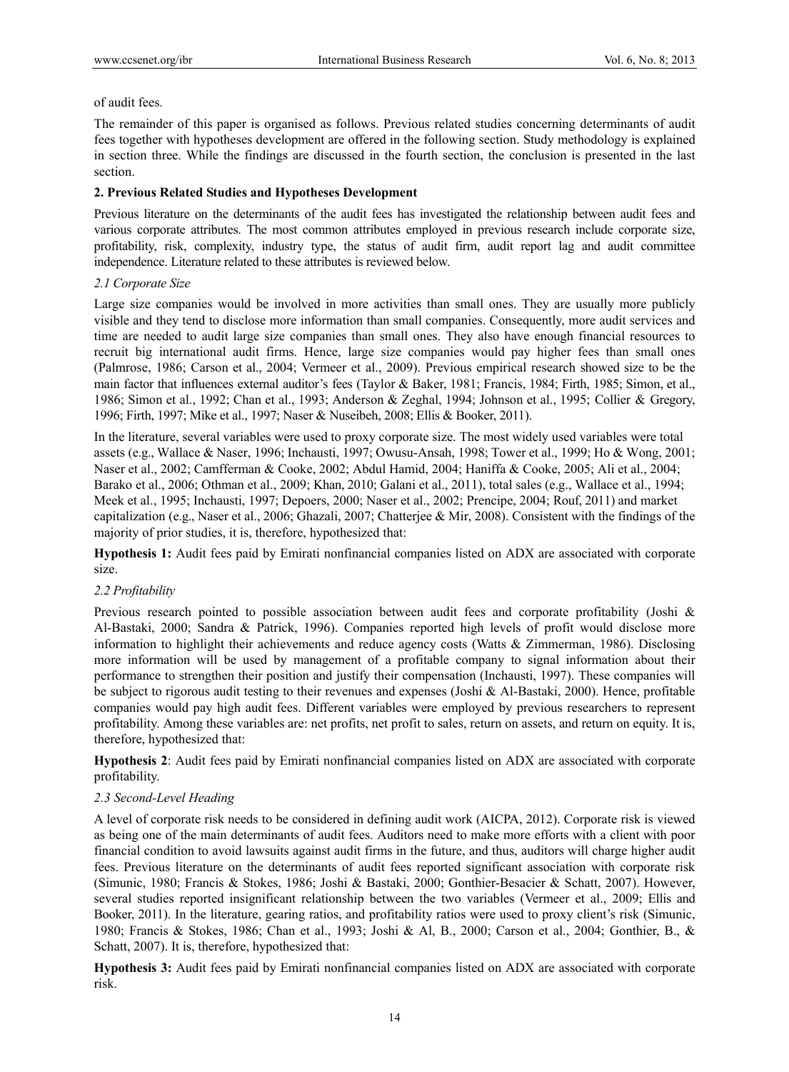of audit fees.

The remainder of this paper is organised as follows. Previous related studies concerning determinants of audit fees together with hypotheses development are offered in the following section. Study methodology is explained in section three. While the findings are discussed in the fourth section, the conclusion is presented in the last section.

## 2. Previous Related Studies and Hypotheses Development

Previous literature on the determinants of the audit fees has investigated the relationship between audit fees and various corporate attributes. The most common attributes employed in previous research include corporate size, profitability, risk, complexity, industry type, the status of audit firm, audit report lag and audit committee independence. Literature related to these attributes is reviewed below.

### *2.1 Corporate Size*

Large size companies would be involved in more activities than small ones. They are usually more publicly visible and they tend to disclose more information than small companies. Consequently, more audit services and time are needed to audit large size companies than small ones. They also have enough financial resources to recruit big international audit firms. Hence, large size companies would pay higher fees than small ones (Palmrose, 1986; Carson et al., 2004; Vermeer et al., 2009). Previous empirical research showed size to be the main factor that influences external auditor's fees (Taylor & Baker, 1981; Francis, 1984; Firth, 1985; Simon, et al., 1986; Simon et al., 1992; Chan et al., 1993; Anderson & Zeghal, 1994; Johnson et al., 1995; Collier & Gregory, 1996; Firth, 1997; Mike et al., 1997; Naser & Nuseibeh, 2008; Ellis & Booker, 2011).

In the literature, several variables were used to proxy corporate size. The most widely used variables were total assets (e.g., Wallace & Naser, 1996; Inchausti, 1997; Owusu-Ansah, 1998; Tower et al., 1999; Ho & Wong, 2001; Naser et al., 2002; Camfferman & Cooke, 2002; Abdul Hamid, 2004; Haniffa & Cooke, 2005; Ali et al., 2004; Barako et al., 2006; Othman et al., 2009; Khan, 2010; Galani et al., 2011), total sales (e.g., Wallace et al., 1994; Meek et al., 1995; Inchausti, 1997; Depoers, 2000; Naser et al., 2002; Prencipe, 2004; Rouf, 2011) and market capitalization (e.g., Naser et al., 2006; Ghazali, 2007; Chatterjee & Mir, 2008). Consistent with the findings of the majority of prior studies, it is, therefore, hypothesized that:

**Hypothesis 1:** Audit fees paid by Emirati nonfinancial companies listed on ADX are associated with corporate size.

### *2.2 Profitability*

Previous research pointed to possible association between audit fees and corporate profitability (Joshi & Al-Bastaki, 2000; Sandra & Patrick, 1996). Companies reported high levels of profit would disclose more information to highlight their achievements and reduce agency costs (Watts & Zimmerman, 1986). Disclosing more information will be used by management of a profitable company to signal information about their performance to strengthen their position and justify their compensation (Inchausti, 1997). These companies will be subject to rigorous audit testing to their revenues and expenses (Joshi & Al-Bastaki, 2000). Hence, profitable companies would pay high audit fees. Different variables were employed by previous researchers to represent profitability. Among these variables are: net profits, net profit to sales, return on assets, and return on equity. It is, therefore, hypothesized that:

**Hypothesis 2**: Audit fees paid by Emirati nonfinancial companies listed on ADX are associated with corporate profitability.

### *2.3 Second-Level Heading*

A level of corporate risk needs to be considered in defining audit work (AICPA, 2012). Corporate risk is viewed as being one of the main determinants of audit fees. Auditors need to make more efforts with a client with poor financial condition to avoid lawsuits against audit firms in the future, and thus, auditors will charge higher audit fees. Previous literature on the determinants of audit fees reported significant association with corporate risk (Simunic, 1980; Francis & Stokes, 1986; Joshi & Bastaki, 2000; Gonthier-Besacier & Schatt, 2007). However, several studies reported insignificant relationship between the two variables (Vermeer et al., 2009; Ellis and Booker, 2011). In the literature, gearing ratios, and profitability ratios were used to proxy client's risk (Simunic, 1980; Francis & Stokes, 1986; Chan et al., 1993; Joshi & Al, B., 2000; Carson et al., 2004; Gonthier, B., & Schatt, 2007). It is, therefore, hypothesized that:

**Hypothesis 3:** Audit fees paid by Emirati nonfinancial companies listed on ADX are associated with corporate risk.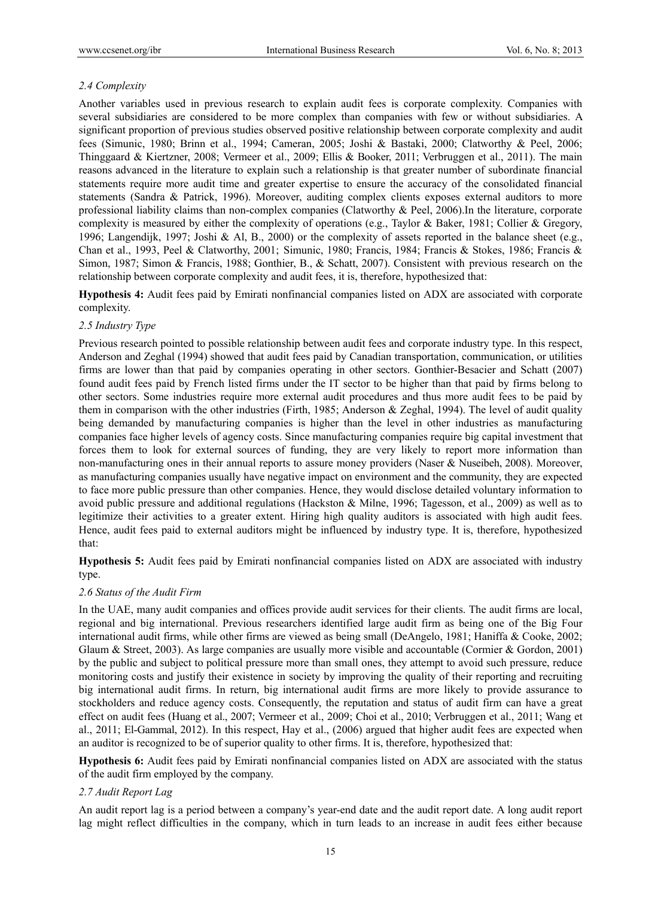### 2.4 Complexity

Another variables used in previous research to explain audit fees is corporate complexity. Companies with several subsidiaries are considered to be more complex than companies with few or without subsidiaries. A significant proportion of previous studies observed positive relationship between corporate complexity and audit fees (Simunic, 1980; Brinn et al., 1994; Cameran, 2005; Joshi & Bastaki, 2000; Clatworthy & Peel, 2006; Thinggaard & Kiertzner, 2008; Vermeer et al., 2009; Ellis & Booker, 2011; Verbruggen et al., 2011). The main reasons advanced in the literature to explain such a relationship is that greater number of subordinate financial statements require more audit time and greater expertise to ensure the accuracy of the consolidated financial statements (Sandra & Patrick, 1996). Moreover, auditing complex clients exposes external auditors to more professional liability claims than non-complex companies (Clatworthy & Peel, 2006).In the literature, corporate complexity is measured by either the complexity of operations (e.g., Taylor & Baker, 1981; Collier & Gregory, 1996; Langendijk, 1997; Joshi & Al, B., 2000) or the complexity of assets reported in the balance sheet (e.g., Chan et al., 1993, Peel & Clatworthy, 2001; Simunic, 1980; Francis, 1984; Francis & Stokes, 1986; Francis & Simon, 1987; Simon & Francis, 1988; Gonthier, B., & Schatt, 2007). Consistent with previous research on the relationship between corporate complexity and audit fees, it is, therefore, hypothesized that:

**Hypothesis 4:** Audit fees paid by Emirati nonfinancial companies listed on ADX are associated with corporate complexity.

### 2.5 Industry Type

Previous research pointed to possible relationship between audit fees and corporate industry type. In this respect, Anderson and Zeghal (1994) showed that audit fees paid by Canadian transportation, communication, or utilities firms are lower than that paid by companies operating in other sectors. Gonthier-Besacier and Schatt (2007) found audit fees paid by French listed firms under the IT sector to be higher than that paid by firms belong to other sectors. Some industries require more external audit procedures and thus more audit fees to be paid by them in comparison with the other industries (Firth, 1985; Anderson & Zeghal, 1994). The level of audit quality being demanded by manufacturing companies is higher than the level in other industries as manufacturing companies face higher levels of agency costs. Since manufacturing companies require big capital investment that forces them to look for external sources of funding, they are very likely to report more information than non-manufacturing ones in their annual reports to assure money providers (Naser & Nuseibeh, 2008). Moreover, as manufacturing companies usually have negative impact on environment and the community, they are expected to face more public pressure than other companies. Hence, they would disclose detailed voluntary information to avoid public pressure and additional regulations (Hackston & Milne, 1996; Tagesson, et al., 2009) as well as to legitimize their activities to a greater extent. Hiring high quality auditors is associated with high audit fees. Hence, audit fees paid to external auditors might be influenced by industry type. It is, therefore, hypothesized that:

**Hypothesis 5:** Audit fees paid by Emirati nonfinancial companies listed on ADX are associated with industry type.

### 2.6 Status of the Audit Firm

In the UAE, many audit companies and offices provide audit services for their clients. The audit firms are local, regional and big international. Previous researchers identified large audit firm as being one of the Big Four international audit firms, while other firms are viewed as being small (DeAngelo, 1981; Haniffa & Cooke, 2002; Glaum & Street, 2003). As large companies are usually more visible and accountable (Cormier & Gordon, 2001) by the public and subject to political pressure more than small ones, they attempt to avoid such pressure, reduce monitoring costs and justify their existence in society by improving the quality of their reporting and recruiting big international audit firms. In return, big international audit firms are more likely to provide assurance to stockholders and reduce agency costs. Consequently, the reputation and status of audit firm can have a great effect on audit fees (Huang et al., 2007; Vermeer et al., 2009; Choi et al., 2010; Verbruggen et al., 2011; Wang et al., 2011; El-Gammal, 2012). In this respect, Hay et al., (2006) argued that higher audit fees are expected when an auditor is recognized to be of superior quality to other firms. It is, therefore, hypothesized that:

**Hypothesis 6:** Audit fees paid by Emirati nonfinancial companies listed on ADX are associated with the status of the audit firm employed by the company.

### 2.7 Audit Report Lag

An audit report lag is a period between a company's year-end date and the audit report date. A long audit report lag might reflect difficulties in the company, which in turn leads to an increase in audit fees either because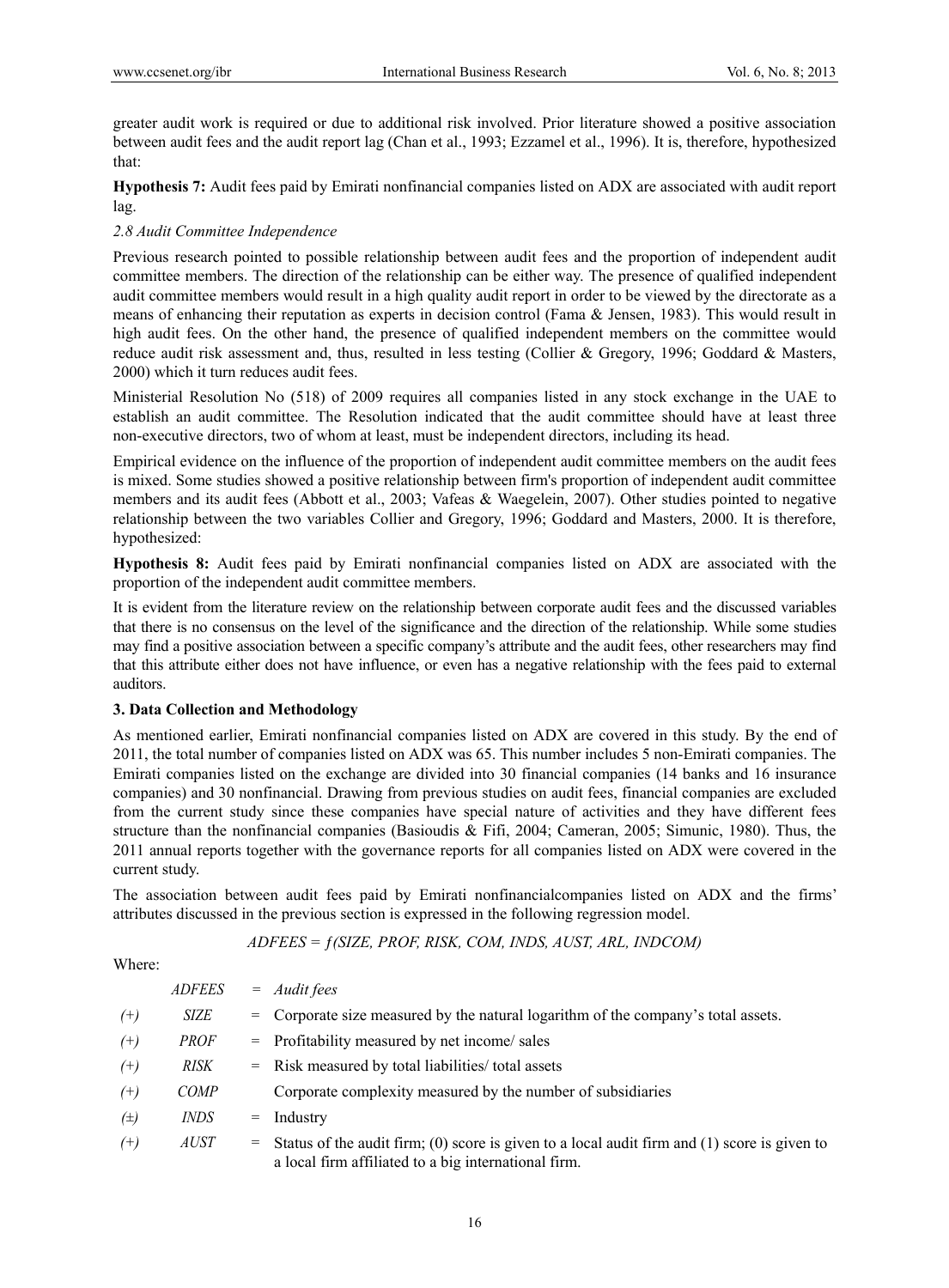greater audit work is required or due to additional risk involved. Prior literature showed a positive association between audit fees and the audit report lag (Chan et al., 1993; Ezzamel et al., 1996). It is, therefore, hypothesized that:

**Hypothesis 7:** Audit fees paid by Emirati nonfinancial companies listed on ADX are associated with audit report lag.

### *2.8 Audit Committee Independence*

Previous research pointed to possible relationship between audit fees and the proportion of independent audit committee members. The direction of the relationship can be either way. The presence of qualified independent audit committee members would result in a high quality audit report in order to be viewed by the directorate as a means of enhancing their reputation as experts in decision control (Fama & Jensen, 1983). This would result in high audit fees. On the other hand, the presence of qualified independent members on the committee would reduce audit risk assessment and, thus, resulted in less testing (Collier & Gregory, 1996; Goddard & Masters, 2000) which it turn reduces audit fees.

Ministerial Resolution No (518) of 2009 requires all companies listed in any stock exchange in the UAE to establish an audit committee. The Resolution indicated that the audit committee should have at least three non-executive directors, two of whom at least, must be independent directors, including its head.

Empirical evidence on the influence of the proportion of independent audit committee members on the audit fees is mixed. Some studies showed a positive relationship between firm's proportion of independent audit committee members and its audit fees (Abbott et al., 2003; Vafeas & Waegelein, 2007). Other studies pointed to negative relationship between the two variables Collier and Gregory, 1996; Goddard and Masters, 2000. It is therefore, hypothesized:

**Hypothesis 8:** Audit fees paid by Emirati nonfinancial companies listed on ADX are associated with the proportion of the independent audit committee members.

It is evident from the literature review on the relationship between corporate audit fees and the discussed variables that there is no consensus on the level of the significance and the direction of the relationship. While some studies may find a positive association between a specific company's attribute and the audit fees, other researchers may find that this attribute either does not have influence, or even has a negative relationship with the fees paid to external auditors.

## 3. Data Collection and Methodology

As mentioned earlier, Emirati nonfinancial companies listed on ADX are covered in this study. By the end of 2011, the total number of companies listed on ADX was 65. This number includes 5 non-Emirati companies. The Emirati companies listed on the exchange are divided into 30 financial companies (14 banks and 16 insurance companies) and 30 nonfinancial. Drawing from previous studies on audit fees, financial companies are excluded from the current study since these companies have special nature of activities and they have different fees structure than the nonfinancial companies (Basioudis & Fifi, 2004; Cameran, 2005; Simunic, 1980). Thus, the 2011 annual reports together with the governance reports for all companies listed on ADX were covered in the current study.

The association between audit fees paid by Emirati nonfinancialcompanies listed on ADX and the firms' attributes discussed in the previous section is expressed in the following regression model.

$$ADFEES = f(SIZE, PROF, RISK, COM, INDS, AUST, ARL, INDCOM)$$

Where:

| | | | |
|---|---|---|---|
| | *ADFEES* | = | *Audit fees* |
| *(+)* | *SIZE* | = | Corporate size measured by the natural logarithm of the company's total assets. |
| *(+)* | *PROF* | = | Profitability measured by net income/ sales |
| *(+)* | *RISK* | = | Risk measured by total liabilities/ total assets |
| *(+)* | *COMP* | | Corporate complexity measured by the number of subsidiaries |
| *(±)* | *INDS* | = | Industry |
| *(+)* | *AUST* | = | Status of the audit firm; (0) score is given to a local audit firm and (1) score is given to a local firm affiliated to a big international firm. |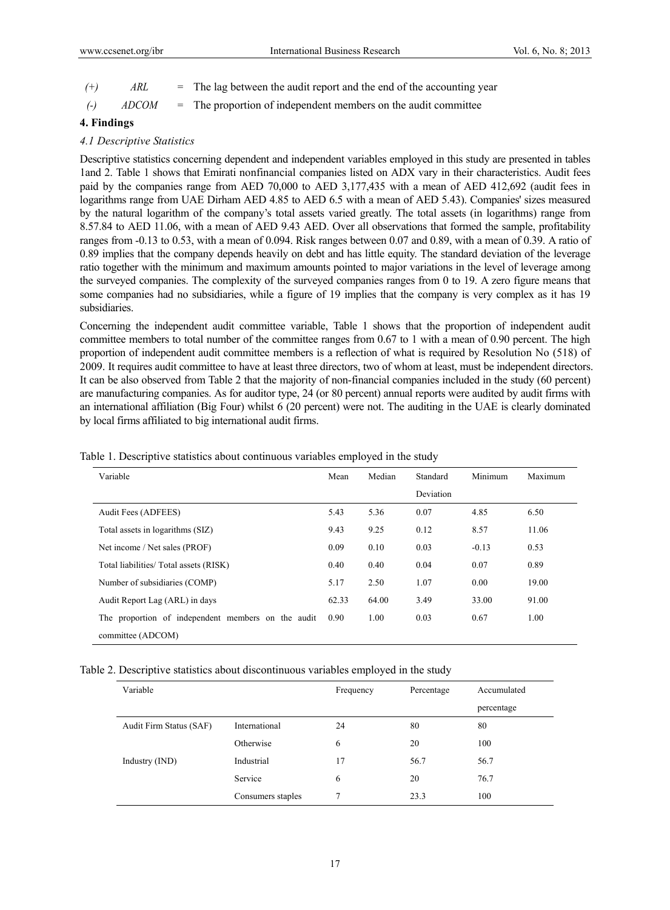(+) *ARL* = The lag between the audit report and the end of the accounting year

(-) *ADCOM* = The proportion of independent members on the audit committee

## 4. Findings

### *4.1 Descriptive Statistics*

Descriptive statistics concerning dependent and independent variables employed in this study are presented in tables 1and 2. Table 1 shows that Emirati nonfinancial companies listed on ADX vary in their characteristics. Audit fees paid by the companies range from AED 70,000 to AED 3,177,435 with a mean of AED 412,692 (audit fees in logarithms range from UAE Dirham AED 4.85 to AED 6.5 with a mean of AED 5.43). Companies' sizes measured by the natural logarithm of the company's total assets varied greatly. The total assets (in logarithms) range from 8.57.84 to AED 11.06, with a mean of AED 9.43 AED. Over all observations that formed the sample, profitability ranges from -0.13 to 0.53, with a mean of 0.094. Risk ranges between 0.07 and 0.89, with a mean of 0.39. A ratio of 0.89 implies that the company depends heavily on debt and has little equity. The standard deviation of the leverage ratio together with the minimum and maximum amounts pointed to major variations in the level of leverage among the surveyed companies. The complexity of the surveyed companies ranges from 0 to 19. A zero figure means that some companies had no subsidiaries, while a figure of 19 implies that the company is very complex as it has 19 subsidiaries.

Concerning the independent audit committee variable, Table 1 shows that the proportion of independent audit committee members to total number of the committee ranges from 0.67 to 1 with a mean of 0.90 percent. The high proportion of independent audit committee members is a reflection of what is required by Resolution No (518) of 2009. It requires audit committee to have at least three directors, two of whom at least, must be independent directors. It can be also observed from Table 2 that the majority of non-financial companies included in the study (60 percent) are manufacturing companies. As for auditor type, 24 (or 80 percent) annual reports were audited by audit firms with an international affiliation (Big Four) whilst 6 (20 percent) were not. The auditing in the UAE is clearly dominated by local firms affiliated to big international audit firms.

Table 1. Descriptive statistics about continuous variables employed in the study

| Variable | Mean | Median | Standard Deviation | Minimum | Maximum |
|---|---|---|---|---|---|
| Audit Fees (ADFEES) | 5.43 | 5.36 | 0.07 | 4.85 | 6.50 |
| Total assets in logarithms (SIZ) | 9.43 | 9.25 | 0.12 | 8.57 | 11.06 |
| Net income / Net sales (PROF) | 0.09 | 0.10 | 0.03 | -0.13 | 0.53 |
| Total liabilities/ Total assets (RISK) | 0.40 | 0.40 | 0.04 | 0.07 | 0.89 |
| Number of subsidiaries (COMP) | 5.17 | 2.50 | 1.07 | 0.00 | 19.00 |
| Audit Report Lag (ARL) in days | 62.33 | 64.00 | 3.49 | 33.00 | 91.00 |
| The proportion of independent members on the audit committee (ADCOM) | 0.90 | 1.00 | 0.03 | 0.67 | 1.00 |

Table 2. Descriptive statistics about discontinuous variables employed in the study

| Variable | | Frequency | Percentage | Accumulated percentage |
|---|---|---|---|---|
| Audit Firm Status (SAF) | International | 24 | 80 | 80 |
| | Otherwise | 6 | 20 | 100 |
| Industry (IND) | Industrial | 17 | 56.7 | 56.7 |
| | Service | 6 | 20 | 76.7 |
| | Consumers staples | 7 | 23.3 | 100 |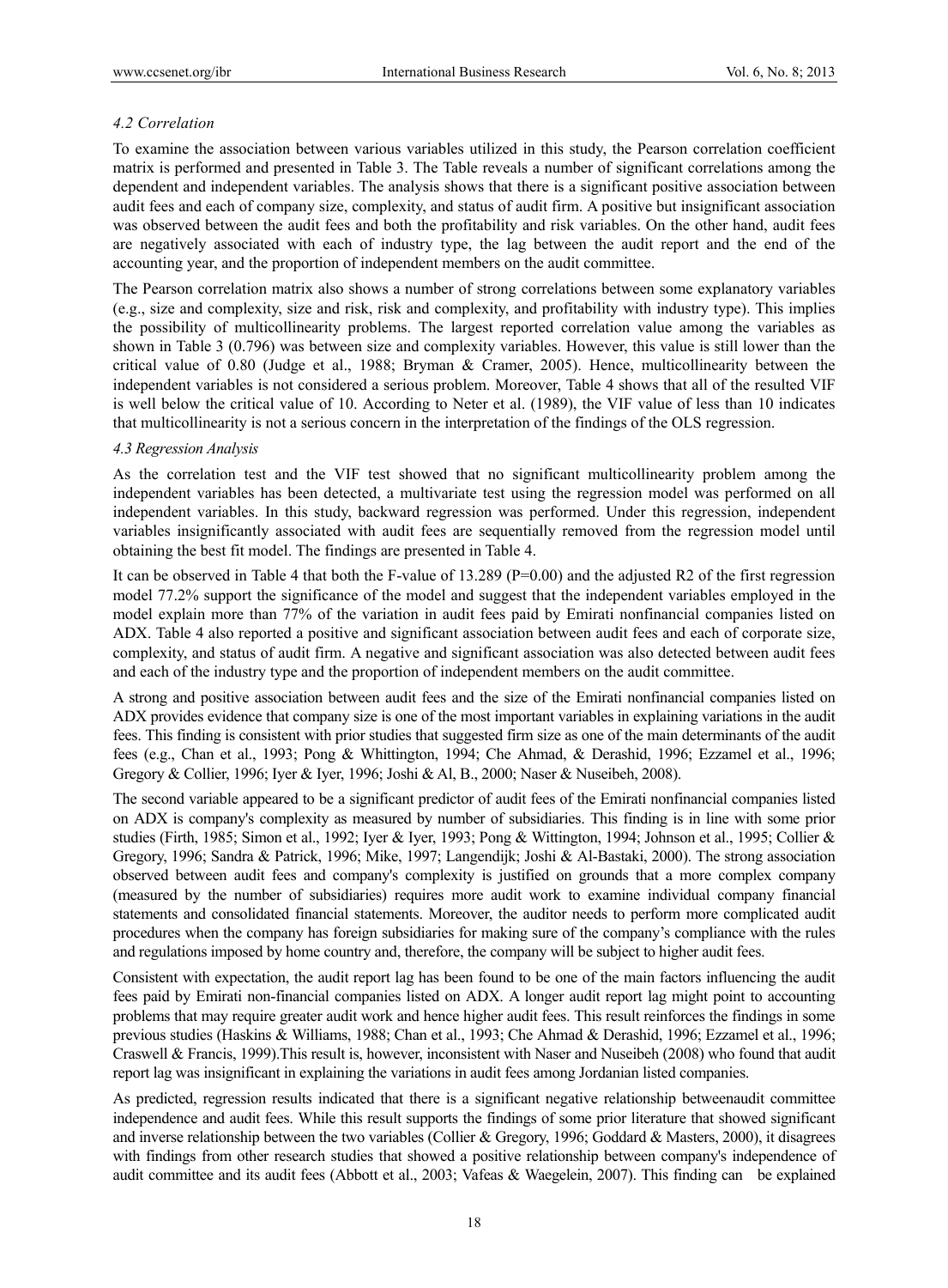### *4.2 Correlation*

To examine the association between various variables utilized in this study, the Pearson correlation coefficient matrix is performed and presented in Table 3. The Table reveals a number of significant correlations among the dependent and independent variables. The analysis shows that there is a significant positive association between audit fees and each of company size, complexity, and status of audit firm. A positive but insignificant association was observed between the audit fees and both the profitability and risk variables. On the other hand, audit fees are negatively associated with each of industry type, the lag between the audit report and the end of the accounting year, and the proportion of independent members on the audit committee.

The Pearson correlation matrix also shows a number of strong correlations between some explanatory variables (e.g., size and complexity, size and risk, risk and complexity, and profitability with industry type). This implies the possibility of multicollinearity problems. The largest reported correlation value among the variables as shown in Table 3 (0.796) was between size and complexity variables. However, this value is still lower than the critical value of 0.80 (Judge et al., 1988; Bryman & Cramer, 2005). Hence, multicollinearity between the independent variables is not considered a serious problem. Moreover, Table 4 shows that all of the resulted VIF is well below the critical value of 10. According to Neter et al. (1989), the VIF value of less than 10 indicates that multicollinearity is not a serious concern in the interpretation of the findings of the OLS regression.

### *4.3 Regression Analysis*

As the correlation test and the VIF test showed that no significant multicollinearity problem among the independent variables has been detected, a multivariate test using the regression model was performed on all independent variables. In this study, backward regression was performed. Under this regression, independent variables insignificantly associated with audit fees are sequentially removed from the regression model until obtaining the best fit model. The findings are presented in Table 4.

It can be observed in Table 4 that both the F-value of 13.289 ($P=0.00$) and the adjusted $R^2$ of the first regression model 77.2% support the significance of the model and suggest that the independent variables employed in the model explain more than 77% of the variation in audit fees paid by Emirati nonfinancial companies listed on ADX. Table 4 also reported a positive and significant association between audit fees and each of corporate size, complexity, and status of audit firm. A negative and significant association was also detected between audit fees and each of the industry type and the proportion of independent members on the audit committee.

A strong and positive association between audit fees and the size of the Emirati nonfinancial companies listed on ADX provides evidence that company size is one of the most important variables in explaining variations in the audit fees. This finding is consistent with prior studies that suggested firm size as one of the main determinants of the audit fees (e.g., Chan et al., 1993; Pong & Whittington, 1994; Che Ahmad, & Derashid, 1996; Ezzamel et al., 1996; Gregory & Collier, 1996; Iyer & Iyer, 1996; Joshi & Al, B., 2000; Naser & Nuseibeh, 2008).

The second variable appeared to be a significant predictor of audit fees of the Emirati nonfinancial companies listed on ADX is company's complexity as measured by number of subsidiaries. This finding is in line with some prior studies (Firth, 1985; Simon et al., 1992; Iyer & Iyer, 1993; Pong & Wittington, 1994; Johnson et al., 1995; Collier & Gregory, 1996; Sandra & Patrick, 1996; Mike, 1997; Langendijk; Joshi & Al-Bastaki, 2000). The strong association observed between audit fees and company's complexity is justified on grounds that a more complex company (measured by the number of subsidiaries) requires more audit work to examine individual company financial statements and consolidated financial statements. Moreover, the auditor needs to perform more complicated audit procedures when the company has foreign subsidiaries for making sure of the company's compliance with the rules and regulations imposed by home country and, therefore, the company will be subject to higher audit fees.

Consistent with expectation, the audit report lag has been found to be one of the main factors influencing the audit fees paid by Emirati non-financial companies listed on ADX. A longer audit report lag might point to accounting problems that may require greater audit work and hence higher audit fees. This result reinforces the findings in some previous studies (Haskins & Williams, 1988; Chan et al., 1993; Che Ahmad & Derashid, 1996; Ezzamel et al., 1996; Craswell & Francis, 1999).This result is, however, inconsistent with Naser and Nuseibeh (2008) who found that audit report lag was insignificant in explaining the variations in audit fees among Jordanian listed companies.

As predicted, regression results indicated that there is a significant negative relationship betweenaudit committee independence and audit fees. While this result supports the findings of some prior literature that showed significant and inverse relationship between the two variables (Collier & Gregory, 1996; Goddard & Masters, 2000), it disagrees with findings from other research studies that showed a positive relationship between company's independence of audit committee and its audit fees (Abbott et al., 2003; Vafeas & Waegelein, 2007). This finding can be explained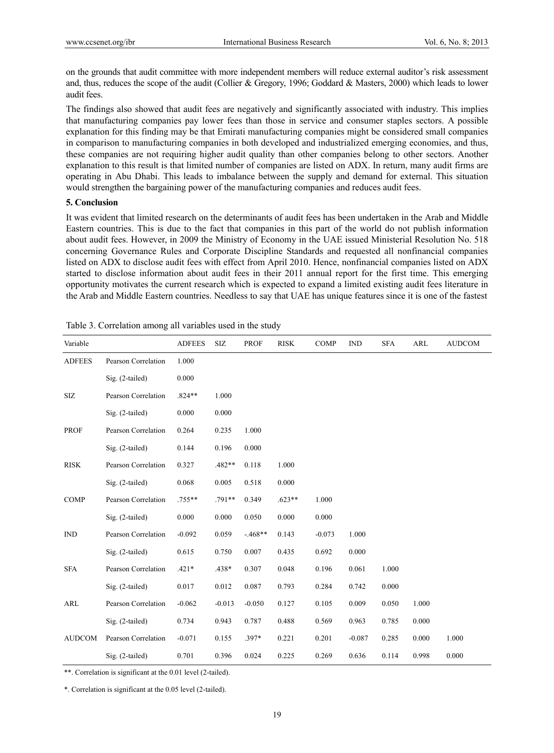on the grounds that audit committee with more independent members will reduce external auditor's risk assessment and, thus, reduces the scope of the audit (Collier & Gregory, 1996; Goddard & Masters, 2000) which leads to lower audit fees.

The findings also showed that audit fees are negatively and significantly associated with industry. This implies that manufacturing companies pay lower fees than those in service and consumer staples sectors. A possible explanation for this finding may be that Emirati manufacturing companies might be considered small companies in comparison to manufacturing companies in both developed and industrialized emerging economies, and thus, these companies are not requiring higher audit quality than other companies belong to other sectors. Another explanation to this result is that limited number of companies are listed on ADX. In return, many audit firms are operating in Abu Dhabi. This leads to imbalance between the supply and demand for external. This situation would strengthen the bargaining power of the manufacturing companies and reduces audit fees.

## 5. Conclusion

It was evident that limited research on the determinants of audit fees has been undertaken in the Arab and Middle Eastern countries. This is due to the fact that companies in this part of the world do not publish information about audit fees. However, in 2009 the Ministry of Economy in the UAE issued Ministerial Resolution No. 518 concerning Governance Rules and Corporate Discipline Standards and requested all nonfinancial companies listed on ADX to disclose audit fees with effect from April 2010. Hence, nonfinancial companies listed on ADX started to disclose information about audit fees in their 2011 annual report for the first time. This emerging opportunity motivates the current research which is expected to expand a limited existing audit fees literature in the Arab and Middle Eastern countries. Needless to say that UAE has unique features since it is one of the fastest

Table 3. Correlation among all variables used in the study

| Variable | | ADFEES | SIZ | PROF | RISK | COMP | IND | SFA | ARL | AUDCOM |
|---|---|---|---|---|---|---|---|---|---|---|
| ADFEES | Pearson Correlation | 1.000 | | | | | | | | |
| | Sig. (2-tailed) | 0.000 | | | | | | | | |
| SIZ | Pearson Correlation | .824** | 1.000 | | | | | | | |
| | Sig. (2-tailed) | 0.000 | 0.000 | | | | | | | |
| PROF | Pearson Correlation | 0.264 | 0.235 | 1.000 | | | | | | |
| | Sig. (2-tailed) | 0.144 | 0.196 | 0.000 | | | | | | |
| RISK | Pearson Correlation | 0.327 | .482** | 0.118 | 1.000 | | | | | |
| | Sig. (2-tailed) | 0.068 | 0.005 | 0.518 | 0.000 | | | | | |
| COMP | Pearson Correlation | .755** | .791** | 0.349 | .623** | 1.000 | | | | |
| | Sig. (2-tailed) | 0.000 | 0.000 | 0.050 | 0.000 | 0.000 | | | | |
| IND | Pearson Correlation | -0.092 | 0.059 | -.468** | 0.143 | -0.073 | 1.000 | | | |
| | Sig. (2-tailed) | 0.615 | 0.750 | 0.007 | 0.435 | 0.692 | 0.000 | | | |
| SFA | Pearson Correlation | .421* | .438* | 0.307 | 0.048 | 0.196 | 0.061 | 1.000 | | |
| | Sig. (2-tailed) | 0.017 | 0.012 | 0.087 | 0.793 | 0.284 | 0.742 | 0.000 | | |
| ARL | Pearson Correlation | -0.062 | -0.013 | -0.050 | 0.127 | 0.105 | 0.009 | 0.050 | 1.000 | |
| | Sig. (2-tailed) | 0.734 | 0.943 | 0.787 | 0.488 | 0.569 | 0.963 | 0.785 | 0.000 | |
| AUDCOM | Pearson Correlation | -0.071 | 0.155 | .397* | 0.221 | 0.201 | -0.087 | 0.285 | 0.000 | 1.000 |
| | Sig. (2-tailed) | 0.701 | 0.396 | 0.024 | 0.225 | 0.269 | 0.636 | 0.114 | 0.998 | 0.000 |

**. Correlation is significant at the 0.01 level (2-tailed).

*. Correlation is significant at the 0.05 level (2-tailed).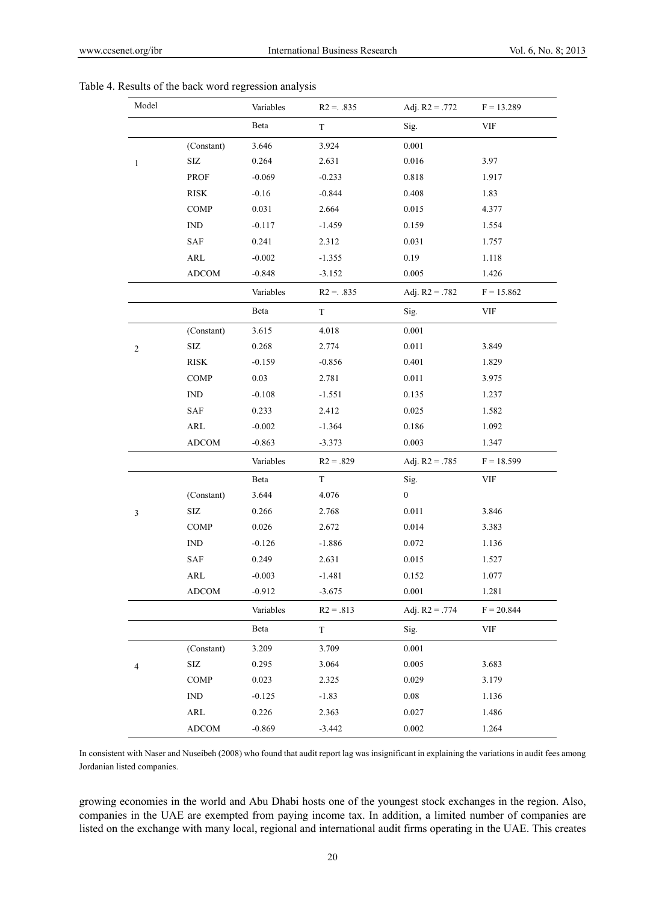Table 4. Results of the back word regression analysis

| Model | | Variables | R2 =. .835 | Adj. R2 = .772 | F = 13.289 |
|---|---|---|---|---|---|
| | | Beta | T | Sig. | VIF |
| 1 | (Constant) | 3.646 | 3.924 | 0.001 | |
| | SIZ | 0.264 | 2.631 | 0.016 | 3.97 |
| | PROF | -0.069 | -0.233 | 0.818 | 1.917 |
| | RISK | -0.16 | -0.844 | 0.408 | 1.83 |
| | COMP | 0.031 | 2.664 | 0.015 | 4.377 |
| | IND | -0.117 | -1.459 | 0.159 | 1.554 |
| | SAF | 0.241 | 2.312 | 0.031 | 1.757 |
| | ARL | -0.002 | -1.355 | 0.19 | 1.118 |
| | ADCOM | -0.848 | -3.152 | 0.005 | 1.426 |
| | | Variables | R2 =. .835 | Adj. R2 = .782 | F = 15.862 |
| | | Beta | T | Sig. | VIF |
| 2 | (Constant) | 3.615 | 4.018 | 0.001 | |
| | SIZ | 0.268 | 2.774 | 0.011 | 3.849 |
| | RISK | -0.159 | -0.856 | 0.401 | 1.829 |
| | COMP | 0.03 | 2.781 | 0.011 | 3.975 |
| | IND | -0.108 | -1.551 | 0.135 | 1.237 |
| | SAF | 0.233 | 2.412 | 0.025 | 1.582 |
| | ARL | -0.002 | -1.364 | 0.186 | 1.092 |
| | ADCOM | -0.863 | -3.373 | 0.003 | 1.347 |
| | | Variables | R2 = .829 | Adj. R2 = .785 | F = 18.599 |
| | | Beta | T | Sig. | VIF |
| 3 | (Constant) | 3.644 | 4.076 | 0 | |
| | SIZ | 0.266 | 2.768 | 0.011 | 3.846 |
| | COMP | 0.026 | 2.672 | 0.014 | 3.383 |
| | IND | -0.126 | -1.886 | 0.072 | 1.136 |
| | SAF | 0.249 | 2.631 | 0.015 | 1.527 |
| | ARL | -0.003 | -1.481 | 0.152 | 1.077 |
| | ADCOM | -0.912 | -3.675 | 0.001 | 1.281 |
| | | Variables | R2 = .813 | Adj. R2 = .774 | F = 20.844 |
| | | Beta | T | Sig. | VIF |
| 4 | (Constant) | 3.209 | 3.709 | 0.001 | |
| | SIZ | 0.295 | 3.064 | 0.005 | 3.683 |
| | COMP | 0.023 | 2.325 | 0.029 | 3.179 |
| | IND | -0.125 | -1.83 | 0.08 | 1.136 |
| | ARL | 0.226 | 2.363 | 0.027 | 1.486 |
| | ADCOM | -0.869 | -3.442 | 0.002 | 1.264 |

In consistent with Naser and Nuseibeh (2008) who found that audit report lag was insignificant in explaining the variations in audit fees among Jordanian listed companies.

growing economies in the world and Abu Dhabi hosts one of the youngest stock exchanges in the region. Also, companies in the UAE are exempted from paying income tax. In addition, a limited number of companies are listed on the exchange with many local, regional and international audit firms operating in the UAE. This creates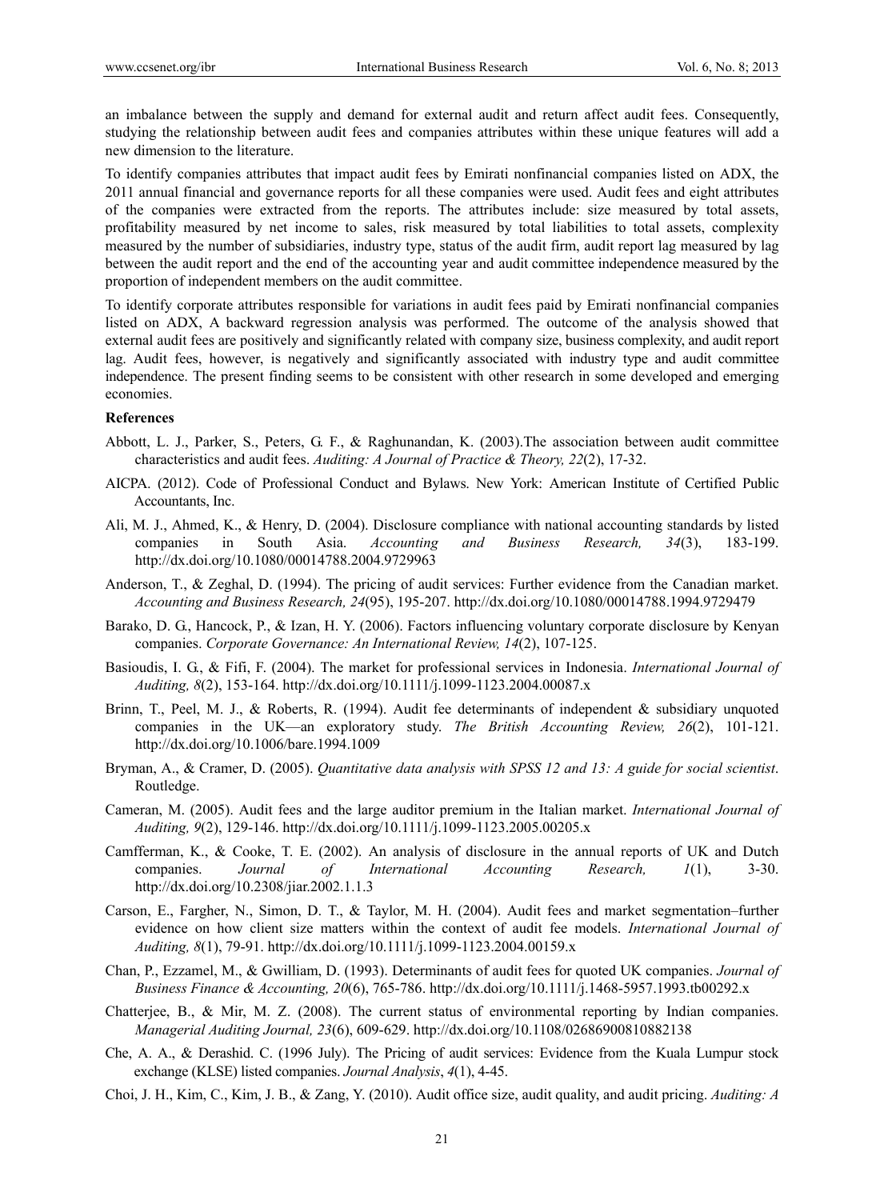an imbalance between the supply and demand for external audit and return affect audit fees. Consequently, studying the relationship between audit fees and companies attributes within these unique features will add a new dimension to the literature.

To identify companies attributes that impact audit fees by Emirati nonfinancial companies listed on ADX, the 2011 annual financial and governance reports for all these companies were used. Audit fees and eight attributes of the companies were extracted from the reports. The attributes include: size measured by total assets, profitability measured by net income to sales, risk measured by total liabilities to total assets, complexity measured by the number of subsidiaries, industry type, status of the audit firm, audit report lag measured by lag between the audit report and the end of the accounting year and audit committee independence measured by the proportion of independent members on the audit committee.

To identify corporate attributes responsible for variations in audit fees paid by Emirati nonfinancial companies listed on ADX, A backward regression analysis was performed. The outcome of the analysis showed that external audit fees are positively and significantly related with company size, business complexity, and audit report lag. Audit fees, however, is negatively and significantly associated with industry type and audit committee independence. The present finding seems to be consistent with other research in some developed and emerging economies.

**References**

Abbott, L. J., Parker, S., Peters, G. F., & Raghunandan, K. (2003).The association between audit committee characteristics and audit fees. *Auditing: A Journal of Practice & Theory, 22*(2), 17-32.

AICPA. (2012). Code of Professional Conduct and Bylaws. New York: American Institute of Certified Public Accountants, Inc.

Ali, M. J., Ahmed, K., & Henry, D. (2004). Disclosure compliance with national accounting standards by listed companies in South Asia. *Accounting and Business Research, 34*(3), 183-199. http://dx.doi.org/10.1080/00014788.2004.9729963

Anderson, T., & Zeghal, D. (1994). The pricing of audit services: Further evidence from the Canadian market. *Accounting and Business Research, 24*(95), 195-207. http://dx.doi.org/10.1080/00014788.1994.9729479

Barako, D. G., Hancock, P., & Izan, H. Y. (2006). Factors influencing voluntary corporate disclosure by Kenyan companies. *Corporate Governance: An International Review, 14*(2), 107-125.

Basioudis, I. G., & Fifi, F. (2004). The market for professional services in Indonesia. *International Journal of Auditing, 8*(2), 153-164. http://dx.doi.org/10.1111/j.1099-1123.2004.00087.x

Brinn, T., Peel, M. J., & Roberts, R. (1994). Audit fee determinants of independent & subsidiary unquoted companies in the UK—an exploratory study. *The British Accounting Review, 26*(2), 101-121. http://dx.doi.org/10.1006/bare.1994.1009

Bryman, A., & Cramer, D. (2005). *Quantitative data analysis with SPSS 12 and 13: A guide for social scientist*. Routledge.

Cameran, M. (2005). Audit fees and the large auditor premium in the Italian market. *International Journal of Auditing, 9*(2), 129-146. http://dx.doi.org/10.1111/j.1099-1123.2005.00205.x

Camfferman, K., & Cooke, T. E. (2002). An analysis of disclosure in the annual reports of UK and Dutch companies. *Journal of International Accounting Research, 1*(1), 3-30. http://dx.doi.org/10.2308/jiar.2002.1.1.3

Carson, E., Fargher, N., Simon, D. T., & Taylor, M. H. (2004). Audit fees and market segmentation–further evidence on how client size matters within the context of audit fee models. *International Journal of Auditing, 8*(1), 79-91. http://dx.doi.org/10.1111/j.1099-1123.2004.00159.x

Chan, P., Ezzamel, M., & Gwilliam, D. (1993). Determinants of audit fees for quoted UK companies. *Journal of Business Finance & Accounting, 20*(6), 765-786. http://dx.doi.org/10.1111/j.1468-5957.1993.tb00292.x

Chatterjee, B., & Mir, M. Z. (2008). The current status of environmental reporting by Indian companies. *Managerial Auditing Journal, 23*(6), 609-629. http://dx.doi.org/10.1108/02686900810882138

Che, A. A., & Derashid. C. (1996 July). The Pricing of audit services: Evidence from the Kuala Lumpur stock exchange (KLSE) listed companies. *Journal Analysis*, *4*(1), 4-45.

Choi, J. H., Kim, C., Kim, J. B., & Zang, Y. (2010). Audit office size, audit quality, and audit pricing. *Auditing: A*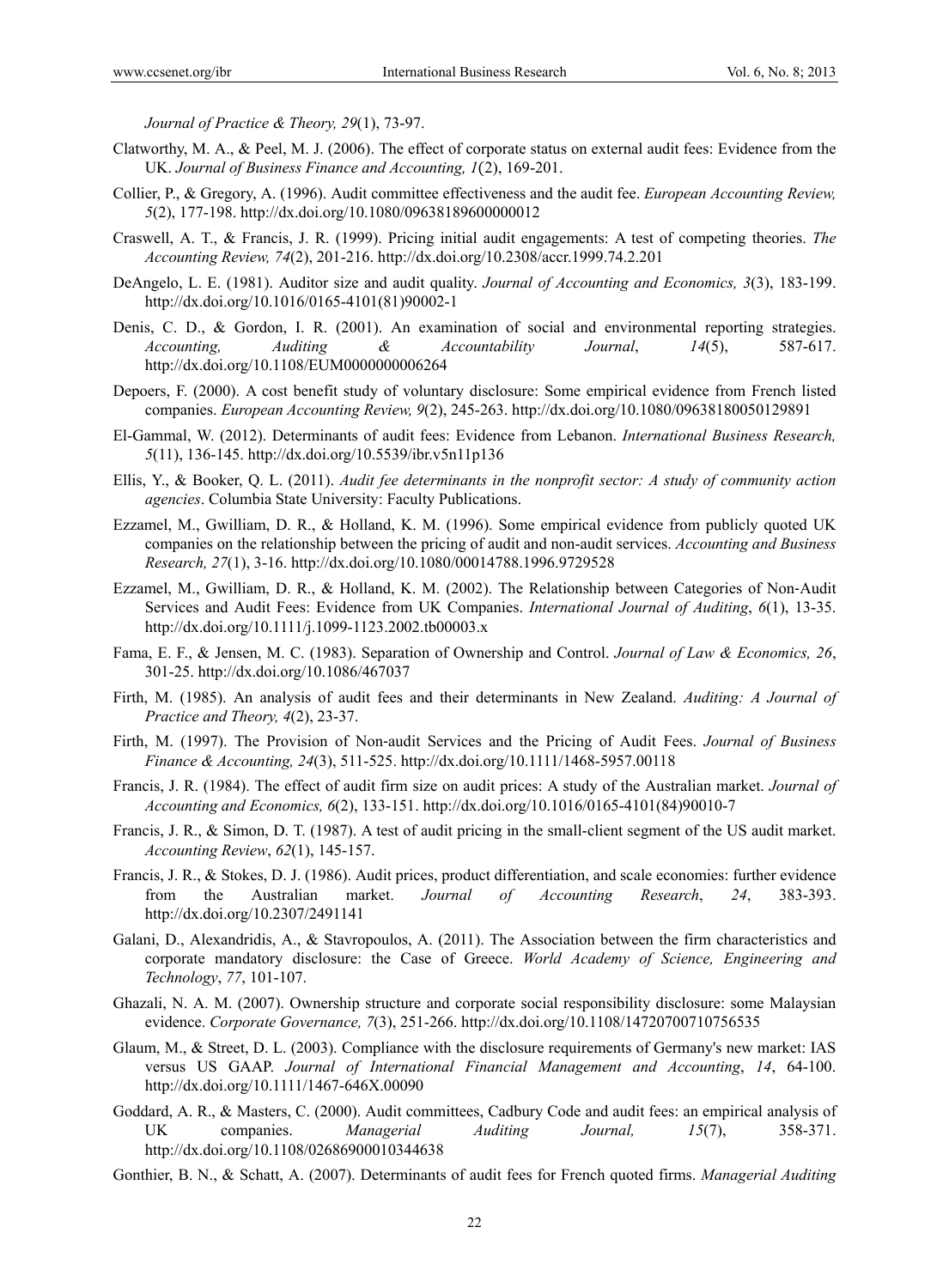*Journal of Practice & Theory, 29*(1), 73-97.

Clatworthy, M. A., & Peel, M. J. (2006). The effect of corporate status on external audit fees: Evidence from the UK. *Journal of Business Finance and Accounting, 1*(2), 169-201.

Collier, P., & Gregory, A. (1996). Audit committee effectiveness and the audit fee. *European Accounting Review, 5*(2), 177-198. http://dx.doi.org/10.1080/09638189600000012

Craswell, A. T., & Francis, J. R. (1999). Pricing initial audit engagements: A test of competing theories. *The Accounting Review, 74*(2), 201-216. http://dx.doi.org/10.2308/accr.1999.74.2.201

DeAngelo, L. E. (1981). Auditor size and audit quality. *Journal of Accounting and Economics, 3*(3), 183-199. http://dx.doi.org/10.1016/0165-4101(81)90002-1

Denis, C. D., & Gordon, I. R. (2001). An examination of social and environmental reporting strategies. *Accounting, Auditing & Accountability Journal*, *14*(5), 587-617. http://dx.doi.org/10.1108/EUM0000000006264

Depoers, F. (2000). A cost benefit study of voluntary disclosure: Some empirical evidence from French listed companies. *European Accounting Review, 9*(2), 245-263. http://dx.doi.org/10.1080/09638180050129891

El-Gammal, W. (2012). Determinants of audit fees: Evidence from Lebanon. *International Business Research, 5*(11), 136-145. http://dx.doi.org/10.5539/ibr.v5n11p136

Ellis, Y., & Booker, Q. L. (2011). *Audit fee determinants in the nonprofit sector: A study of community action agencies*. Columbia State University: Faculty Publications.

Ezzamel, M., Gwilliam, D. R., & Holland, K. M. (1996). Some empirical evidence from publicly quoted UK companies on the relationship between the pricing of audit and non-audit services. *Accounting and Business Research, 27*(1), 3-16. http://dx.doi.org/10.1080/00014788.1996.9729528

Ezzamel, M., Gwilliam, D. R., & Holland, K. M. (2002). The Relationship between Categories of Non-Audit Services and Audit Fees: Evidence from UK Companies. *International Journal of Auditing*, *6*(1), 13-35. http://dx.doi.org/10.1111/j.1099-1123.2002.tb00003.x

Fama, E. F., & Jensen, M. C. (1983). Separation of Ownership and Control. *Journal of Law & Economics, 26*, 301-25. http://dx.doi.org/10.1086/467037

Firth, M. (1985). An analysis of audit fees and their determinants in New Zealand. *Auditing: A Journal of Practice and Theory, 4*(2), 23-37.

Firth, M. (1997). The Provision of Non-audit Services and the Pricing of Audit Fees. *Journal of Business Finance & Accounting, 24*(3), 511-525. http://dx.doi.org/10.1111/1468-5957.00118

Francis, J. R. (1984). The effect of audit firm size on audit prices: A study of the Australian market. *Journal of Accounting and Economics, 6*(2), 133-151. http://dx.doi.org/10.1016/0165-4101(84)90010-7

Francis, J. R., & Simon, D. T. (1987). A test of audit pricing in the small-client segment of the US audit market. *Accounting Review*, *62*(1), 145-157.

Francis, J. R., & Stokes, D. J. (1986). Audit prices, product differentiation, and scale economies: further evidence from the Australian market. *Journal of Accounting Research*, *24*, 383-393. http://dx.doi.org/10.2307/2491141

Galani, D., Alexandridis, A., & Stavropoulos, A. (2011). The Association between the firm characteristics and corporate mandatory disclosure: the Case of Greece. *World Academy of Science, Engineering and Technology*, *77*, 101-107.

Ghazali, N. A. M. (2007). Ownership structure and corporate social responsibility disclosure: some Malaysian evidence. *Corporate Governance, 7*(3), 251-266. http://dx.doi.org/10.1108/14720700710756535

Glaum, M., & Street, D. L. (2003). Compliance with the disclosure requirements of Germany's new market: IAS versus US GAAP. *Journal of International Financial Management and Accounting*, *14*, 64-100. http://dx.doi.org/10.1111/1467-646X.00090

Goddard, A. R., & Masters, C. (2000). Audit committees, Cadbury Code and audit fees: an empirical analysis of UK companies. *Managerial Auditing Journal, 15*(7), 358-371. http://dx.doi.org/10.1108/02686900010344638

Gonthier, B. N., & Schatt, A. (2007). Determinants of audit fees for French quoted firms. *Managerial Auditing*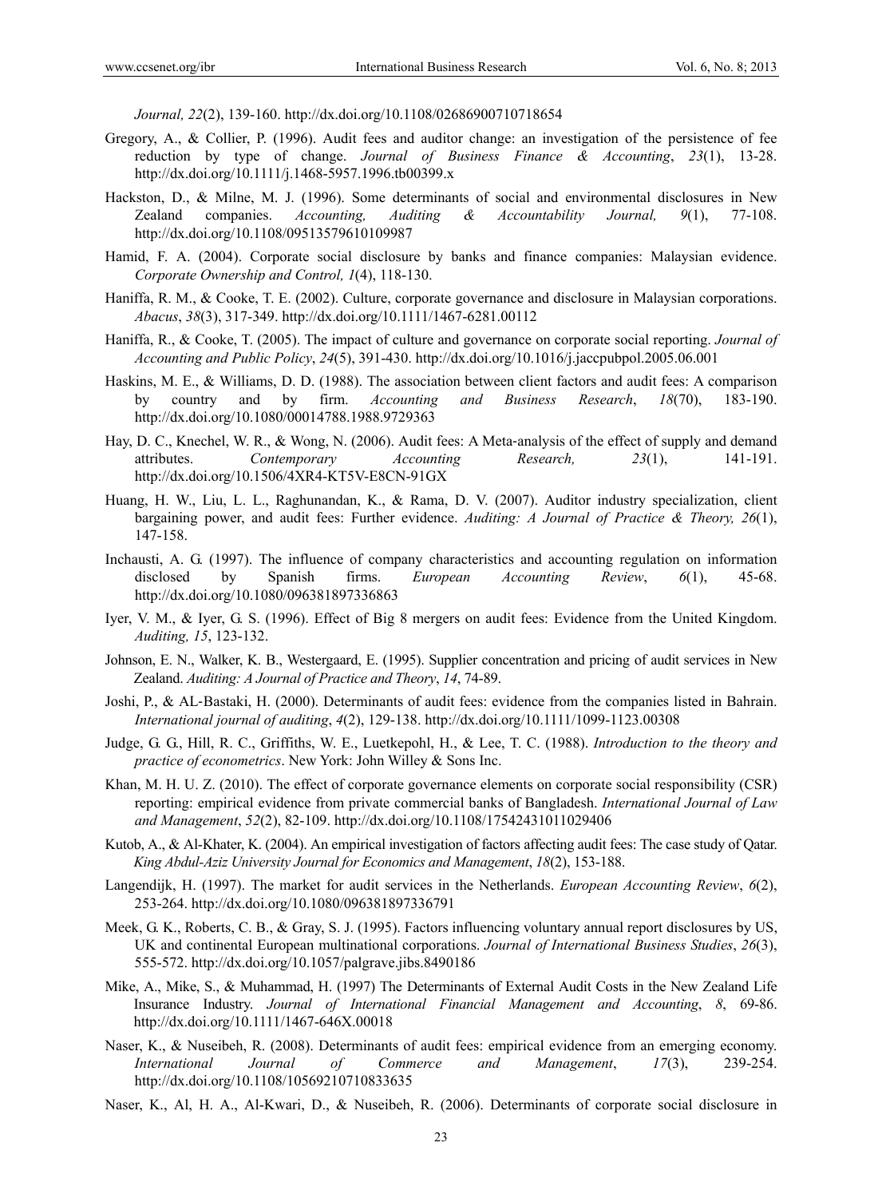*Journal, 22*(2), 139-160. http://dx.doi.org/10.1108/02686900710718654

Gregory, A., & Collier, P. (1996). Audit fees and auditor change: an investigation of the persistence of fee reduction by type of change. *Journal of Business Finance & Accounting*, *23*(1), 13-28. http://dx.doi.org/10.1111/j.1468-5957.1996.tb00399.x

Hackston, D., & Milne, M. J. (1996). Some determinants of social and environmental disclosures in New Zealand companies. *Accounting, Auditing & Accountability Journal, 9*(1), 77-108. http://dx.doi.org/10.1108/09513579610109987

Hamid, F. A. (2004). Corporate social disclosure by banks and finance companies: Malaysian evidence. *Corporate Ownership and Control, 1*(4), 118-130.

Haniffa, R. M., & Cooke, T. E. (2002). Culture, corporate governance and disclosure in Malaysian corporations. *Abacus*, *38*(3), 317-349. http://dx.doi.org/10.1111/1467-6281.00112

Haniffa, R., & Cooke, T. (2005). The impact of culture and governance on corporate social reporting. *Journal of Accounting and Public Policy*, *24*(5), 391-430. http://dx.doi.org/10.1016/j.jaccpubpol.2005.06.001

Haskins, M. E., & Williams, D. D. (1988). The association between client factors and audit fees: A comparison by country and by firm. *Accounting and Business Research*, *18*(70), 183-190. http://dx.doi.org/10.1080/00014788.1988.9729363

Hay, D. C., Knechel, W. R., & Wong, N. (2006). Audit fees: A Meta-analysis of the effect of supply and demand attributes. *Contemporary Accounting Research, 23*(1), 141-191. http://dx.doi.org/10.1506/4XR4-KT5V-E8CN-91GX

Huang, H. W., Liu, L. L., Raghunandan, K., & Rama, D. V. (2007). Auditor industry specialization, client bargaining power, and audit fees: Further evidence. *Auditing: A Journal of Practice & Theory, 26*(1), 147-158.

Inchausti, A. G. (1997). The influence of company characteristics and accounting regulation on information disclosed by Spanish firms. *European Accounting Review*, *6*(1), 45-68. http://dx.doi.org/10.1080/096381897336863

Iyer, V. M., & Iyer, G. S. (1996). Effect of Big 8 mergers on audit fees: Evidence from the United Kingdom. *Auditing, 15*, 123-132.

Johnson, E. N., Walker, K. B., Westergaard, E. (1995). Supplier concentration and pricing of audit services in New Zealand. *Auditing: A Journal of Practice and Theory*, *14*, 74-89.

Joshi, P., & AL-Bastaki, H. (2000). Determinants of audit fees: evidence from the companies listed in Bahrain. *International journal of auditing*, *4*(2), 129-138. http://dx.doi.org/10.1111/1099-1123.00308

Judge, G. G., Hill, R. C., Griffiths, W. E., Luetkepohl, H., & Lee, T. C. (1988). *Introduction to the theory and practice of econometrics*. New York: John Willey & Sons Inc.

Khan, M. H. U. Z. (2010). The effect of corporate governance elements on corporate social responsibility (CSR) reporting: empirical evidence from private commercial banks of Bangladesh. *International Journal of Law and Management*, *52*(2), 82-109. http://dx.doi.org/10.1108/17542431011029406

Kutob, A., & Al-Khater, K. (2004). An empirical investigation of factors affecting audit fees: The case study of Qatar. *King Abdul-Aziz University Journal for Economics and Management*, *18*(2), 153-188.

Langendijk, H. (1997). The market for audit services in the Netherlands. *European Accounting Review*, *6*(2), 253-264. http://dx.doi.org/10.1080/096381897336791

Meek, G. K., Roberts, C. B., & Gray, S. J. (1995). Factors influencing voluntary annual report disclosures by US, UK and continental European multinational corporations. *Journal of International Business Studies*, *26*(3), 555-572. http://dx.doi.org/10.1057/palgrave.jibs.8490186

Mike, A., Mike, S., & Muhammad, H. (1997) The Determinants of External Audit Costs in the New Zealand Life Insurance Industry. *Journal of International Financial Management and Accounting*, *8*, 69-86. http://dx.doi.org/10.1111/1467-646X.00018

Naser, K., & Nuseibeh, R. (2008). Determinants of audit fees: empirical evidence from an emerging economy. *International Journal of Commerce and Management*, *17*(3), 239-254. http://dx.doi.org/10.1108/10569210710833635

Naser, K., Al, H. A., Al-Kwari, D., & Nuseibeh, R. (2006). Determinants of corporate social disclosure in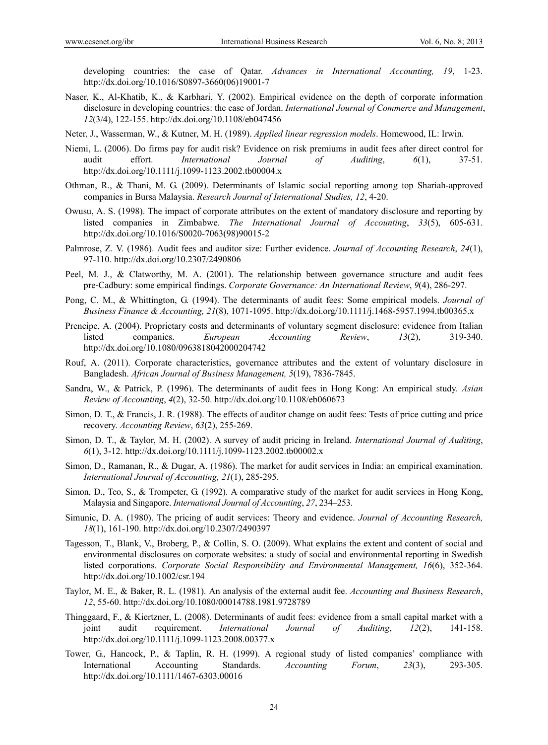developing countries: the case of Qatar. *Advances in International Accounting, 19*, 1-23. http://dx.doi.org/10.1016/S0897-3660(06)19001-7

Naser, K., Al-Khatib, K., & Karbhari, Y. (2002). Empirical evidence on the depth of corporate information disclosure in developing countries: the case of Jordan. *International Journal of Commerce and Management*, *12*(3/4), 122-155. http://dx.doi.org/10.1108/eb047456

Neter, J., Wasserman, W., & Kutner, M. H. (1989). *Applied linear regression models*. Homewood, IL: Irwin.

Niemi, L. (2006). Do firms pay for audit risk? Evidence on risk premiums in audit fees after direct control for audit effort. *International Journal of Auditing*, *6*(1), 37-51. http://dx.doi.org/10.1111/j.1099-1123.2002.tb00004.x

Othman, R., & Thani, M. G. (2009). Determinants of Islamic social reporting among top Shariah-approved companies in Bursa Malaysia. *Research Journal of International Studies, 12*, 4-20.

Owusu, A. S. (1998). The impact of corporate attributes on the extent of mandatory disclosure and reporting by listed companies in Zimbabwe. *The International Journal of Accounting*, *33*(5), 605-631. http://dx.doi.org/10.1016/S0020-7063(98)90015-2

Palmrose, Z. V. (1986). Audit fees and auditor size: Further evidence. *Journal of Accounting Research*, *24*(1), 97-110. http://dx.doi.org/10.2307/2490806

Peel, M. J., & Clatworthy, M. A. (2001). The relationship between governance structure and audit fees pre-Cadbury: some empirical findings. *Corporate Governance: An International Review*, *9*(4), 286-297.

Pong, C. M., & Whittington, G. (1994). The determinants of audit fees: Some empirical models. *Journal of Business Finance & Accounting, 21*(8), 1071-1095. http://dx.doi.org/10.1111/j.1468-5957.1994.tb00365.x

Prencipe, A. (2004). Proprietary costs and determinants of voluntary segment disclosure: evidence from Italian listed companies. *European Accounting Review*, *13*(2), 319-340. http://dx.doi.org/10.1080/0963818042000204742

Rouf, A. (2011). Corporate characteristics, governance attributes and the extent of voluntary disclosure in Bangladesh. *African Journal of Business Management, 5*(19), 7836-7845.

Sandra, W., & Patrick, P. (1996). The determinants of audit fees in Hong Kong: An empirical study. *Asian Review of Accounting*, *4*(2), 32-50. http://dx.doi.org/10.1108/eb060673

Simon, D. T., & Francis, J. R. (1988). The effects of auditor change on audit fees: Tests of price cutting and price recovery. *Accounting Review*, *63*(2), 255-269.

Simon, D. T., & Taylor, M. H. (2002). A survey of audit pricing in Ireland. *International Journal of Auditing*, *6*(1), 3-12. http://dx.doi.org/10.1111/j.1099-1123.2002.tb00002.x

Simon, D., Ramanan, R., & Dugar, A. (1986). The market for audit services in India: an empirical examination. *International Journal of Accounting, 21*(1), 285-295.

Simon, D., Teo, S., & Trompeter, G. (1992). A comparative study of the market for audit services in Hong Kong, Malaysia and Singapore. *International Journal of Accounting*, *27*, 234–253.

Simunic, D. A. (1980). The pricing of audit services: Theory and evidence. *Journal of Accounting Research, 18*(1), 161-190. http://dx.doi.org/10.2307/2490397

Tagesson, T., Blank, V., Broberg, P., & Collin, S. O. (2009). What explains the extent and content of social and environmental disclosures on corporate websites: a study of social and environmental reporting in Swedish listed corporations. *Corporate Social Responsibility and Environmental Management, 16*(6), 352-364. http://dx.doi.org/10.1002/csr.194

Taylor, M. E., & Baker, R. L. (1981). An analysis of the external audit fee. *Accounting and Business Research*, *12*, 55-60. http://dx.doi.org/10.1080/00014788.1981.9728789

Thinggaard, F., & Kiertzner, L. (2008). Determinants of audit fees: evidence from a small capital market with a joint audit requirement. *International Journal of Auditing*, *12*(2), 141-158. http://dx.doi.org/10.1111/j.1099-1123.2008.00377.x

Tower, G., Hancock, P., & Taplin, R. H. (1999). A regional study of listed companies' compliance with International Accounting Standards. *Accounting Forum*, *23*(3), 293-305. http://dx.doi.org/10.1111/1467-6303.00016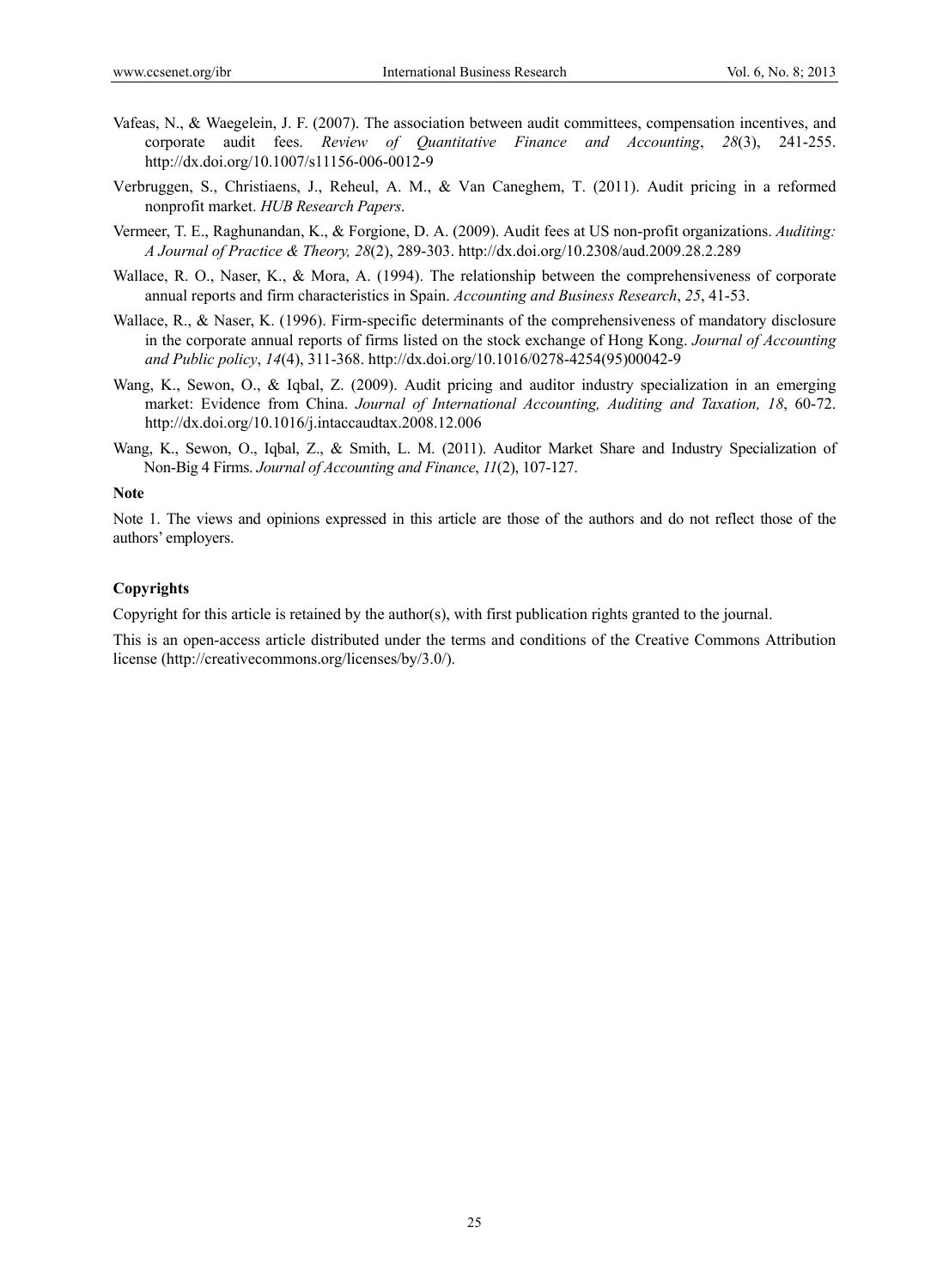Vafeas, N., & Waegelein, J. F. (2007). The association between audit committees, compensation incentives, and corporate audit fees. *Review of Quantitative Finance and Accounting*, *28*(3), 241-255. http://dx.doi.org/10.1007/s11156-006-0012-9

Verbruggen, S., Christiaens, J., Reheul, A. M., & Van Caneghem, T. (2011). Audit pricing in a reformed nonprofit market. *HUB Research Papers*.

Vermeer, T. E., Raghunandan, K., & Forgione, D. A. (2009). Audit fees at US non-profit organizations. *Auditing: A Journal of Practice & Theory, 28*(2), 289-303. http://dx.doi.org/10.2308/aud.2009.28.2.289

Wallace, R. O., Naser, K., & Mora, A. (1994). The relationship between the comprehensiveness of corporate annual reports and firm characteristics in Spain. *Accounting and Business Research*, *25*, 41-53.

Wallace, R., & Naser, K. (1996). Firm-specific determinants of the comprehensiveness of mandatory disclosure in the corporate annual reports of firms listed on the stock exchange of Hong Kong. *Journal of Accounting and Public policy*, *14*(4), 311-368. http://dx.doi.org/10.1016/0278-4254(95)00042-9

Wang, K., Sewon, O., & Iqbal, Z. (2009). Audit pricing and auditor industry specialization in an emerging market: Evidence from China. *Journal of International Accounting, Auditing and Taxation, 18*, 60-72. http://dx.doi.org/10.1016/j.intaccaudtax.2008.12.006

Wang, K., Sewon, O., Iqbal, Z., & Smith, L. M. (2011). Auditor Market Share and Industry Specialization of Non-Big 4 Firms. *Journal of Accounting and Finance*, *11*(2), 107-127.

**Note**

Note 1. The views and opinions expressed in this article are those of the authors and do not reflect those of the authors' employers.

**Copyrights**

Copyright for this article is retained by the author(s), with first publication rights granted to the journal.

This is an open-access article distributed under the terms and conditions of the Creative Commons Attribution license (http://creativecommons.org/licenses/by/3.0/).